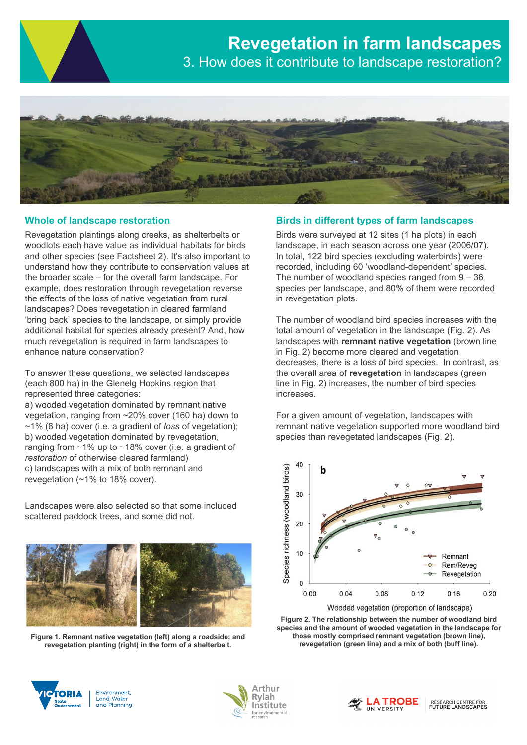# Revegetation in farm landscapes

## 3. How does it contribute to landscape restoration?

### Whole of landscape restoration

Revegetation plantings along creeks, as shelterbelts or woodlots each have value as individual habitats for birds and other species (see Factsheet 2). It's also important to understand how they contribute to conservation values at the broader scale – for the overall farm landscape. For example, does restoration through revegetation reverse the effects of the loss of native vegetation from rural landscapes? Does revegetation in cleared farmland 'bring back' species to the landscape, or simply provide additional habitat for species already present? And, how much revegetation is required in farm landscapes to enhance nature conservation?

To answer these questions, we selected landscapes (each 800 ha) in the Glenelg Hopkins region that represented three categories:

a) wooded vegetation dominated by remnant native vegetation, ranging from ~20% cover (160 ha) down to ~1% (8 ha) cover (i.e. a gradient of *loss* of vegetation);
b) wooded vegetation dominated by revegetation, ranging from ~1% up to ~18% cover (i.e. a gradient of *restoration* of otherwise cleared farmland)
c) landscapes with a mix of both remnant and revegetation (~1% to 18% cover).

Landscapes were also selected so that some included scattered paddock trees, and some did not.

**Figure 1. Remnant native vegetation (left) along a roadside; and revegetation planting (right) in the form of a shelterbelt.**

### Birds in different types of farm landscapes

Birds were surveyed at 12 sites (1 ha plots) in each landscape, in each season across one year (2006/07). In total, 122 bird species (excluding waterbirds) were recorded, including 60 'woodland-dependent' species. The number of woodland species ranged from 9 – 36 species per landscape, and 80% of them were recorded in revegetation plots.

The number of woodland bird species increases with the total amount of vegetation in the landscape (Fig. 2). As landscapes with **remnant native vegetation** (brown line in Fig. 2) become more cleared and vegetation decreases, there is a loss of bird species. In contrast, as the overall area of **revegetation** in landscapes (green line in Fig. 2) increases, the number of bird species increases.

For a given amount of vegetation, landscapes with remnant native vegetation supported more woodland bird species than revegetated landscapes (Fig. 2).

**Figure 2. The relationship between the number of woodland bird species and the amount of wooded vegetation in the landscape for those mostly comprised remnant vegetation (brown line), revegetation (green line) and a mix of both (buff line).**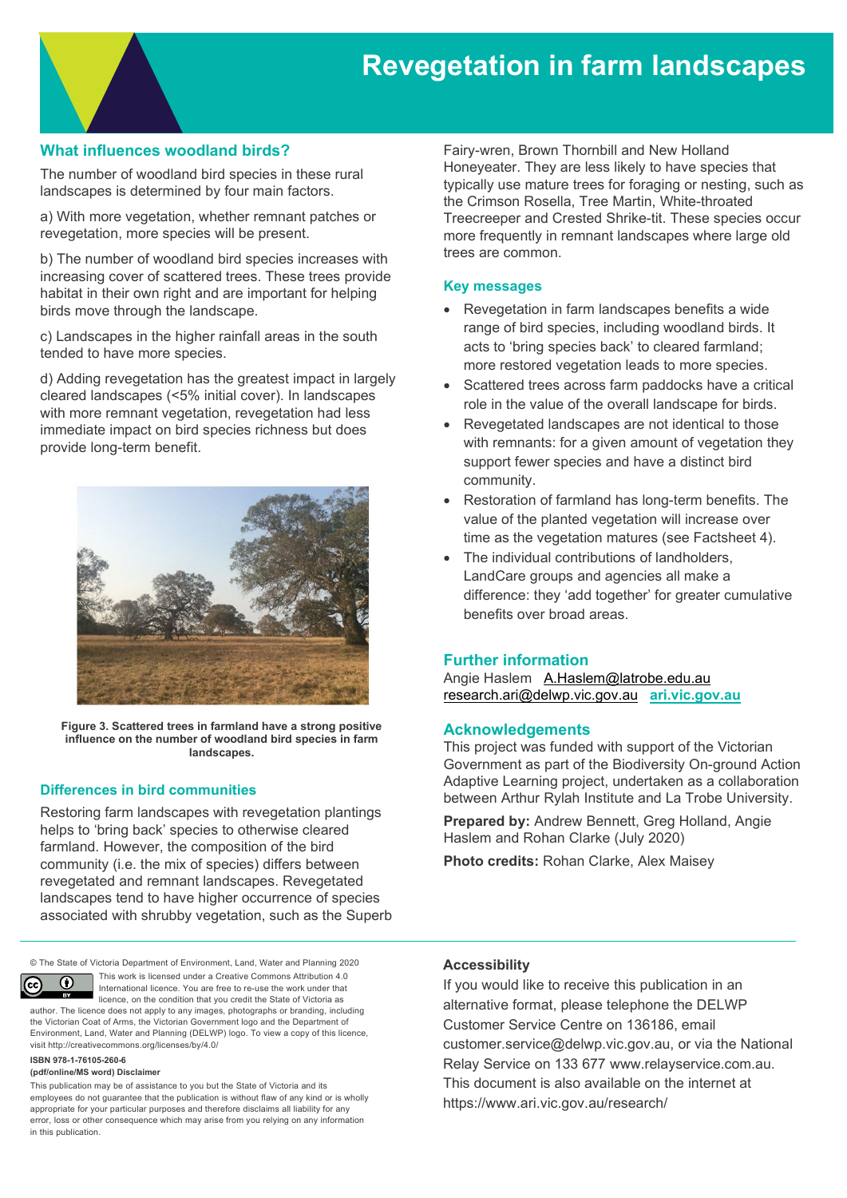# Revegetation in farm landscapes

## What influences woodland birds?

The number of woodland bird species in these rural landscapes is determined by four main factors.

a) With more vegetation, whether remnant patches or revegetation, more species will be present.

b) The number of woodland bird species increases with increasing cover of scattered trees. These trees provide habitat in their own right and are important for helping birds move through the landscape.

c) Landscapes in the higher rainfall areas in the south tended to have more species.

d) Adding revegetation has the greatest impact in largely cleared landscapes (<5% initial cover). In landscapes with more remnant vegetation, revegetation had less immediate impact on bird species richness but does provide long-term benefit.

**Figure 3. Scattered trees in farmland have a strong positive influence on the number of woodland bird species in farm landscapes.**

## Differences in bird communities

Restoring farm landscapes with revegetation plantings helps to 'bring back' species to otherwise cleared farmland. However, the composition of the bird community (i.e. the mix of species) differs between revegetated and remnant landscapes. Revegetated landscapes tend to have higher occurrence of species associated with shrubby vegetation, such as the Superb Fairy-wren, Brown Thornbill and New Holland Honeyeater. They are less likely to have species that typically use mature trees for foraging or nesting, such as the Crimson Rosella, Tree Martin, White-throated Treecreeper and Crested Shrike-tit. These species occur more frequently in remnant landscapes where large old trees are common.

## Key messages

- Revegetation in farm landscapes benefits a wide range of bird species, including woodland birds. It acts to 'bring species back' to cleared farmland; more restored vegetation leads to more species.
- Scattered trees across farm paddocks have a critical role in the value of the overall landscape for birds.
- Revegetated landscapes are not identical to those with remnants: for a given amount of vegetation they support fewer species and have a distinct bird community.
- Restoration of farmland has long-term benefits. The value of the planted vegetation will increase over time as the vegetation matures (see Factsheet 4).
- The individual contributions of landholders, LandCare groups and agencies all make a difference: they 'add together' for greater cumulative benefits over broad areas.

## Further information

Angie Haslem A.Haslem@latrobe.edu.au
research.ari@delwp.vic.gov.au **ari.vic.gov.au**

## Acknowledgements

This project was funded with support of the Victorian Government as part of the Biodiversity On-ground Action Adaptive Learning project, undertaken as a collaboration between Arthur Rylah Institute and La Trobe University.

**Prepared by:** Andrew Bennett, Greg Holland, Angie Haslem and Rohan Clarke (July 2020)

**Photo credits:** Rohan Clarke, Alex Maisey

© The State of Victoria Department of Environment, Land, Water and Planning 2020

This work is licensed under a Creative Commons Attribution 4.0 International licence. You are free to re-use the work under that licence, on the condition that you credit the State of Victoria as author. The licence does not apply to any images, photographs or branding, including the Victorian Coat of Arms, the Victorian Government logo and the Department of Environment, Land, Water and Planning (DELWP) logo. To view a copy of this licence, visit http://creativecommons.org/licenses/by/4.0/

**ISBN 978-1-76105-260-6**
**(pdf/online/MS word) Disclaimer**

This publication may be of assistance to you but the State of Victoria and its employees do not guarantee that the publication is without flaw of any kind or is wholly appropriate for your particular purposes and therefore disclaims all liability for any error, loss or other consequence which may arise from you relying on any information in this publication.

## Accessibility

If you would like to receive this publication in an alternative format, please telephone the DELWP Customer Service Centre on 136186, email customer.service@delwp.vic.gov.au, or via the National Relay Service on 133 677 www.relayservice.com.au. This document is also available on the internet at https://www.ari.vic.gov.au/research/